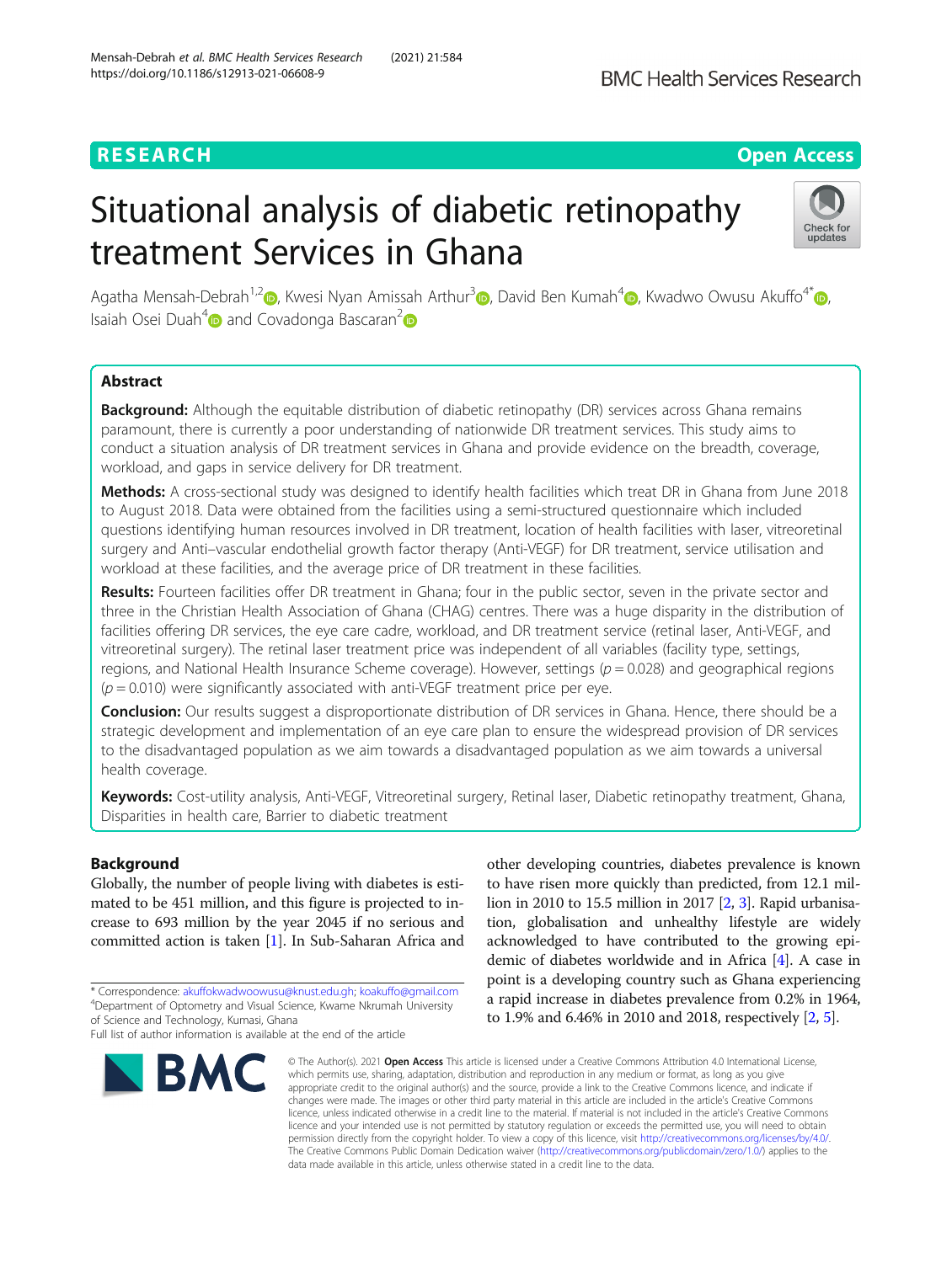RESEARCH | Open Access

# Situational analysis of diabetic retinopathy treatment Services in Ghana

Agatha Mensah-Debrah[1,2], Kwesi Nyan Amissah Arthur[3], David Ben Kumah[4], Kwadwo Owusu Akuffo[4*], Isaiah Osei Duah[4] and Covadonga Bascaran[2]

## Abstract

**Background:** Although the equitable distribution of diabetic retinopathy (DR) services across Ghana remains paramount, there is currently a poor understanding of nationwide DR treatment services. This study aims to conduct a situation analysis of DR treatment services in Ghana and provide evidence on the breadth, coverage, workload, and gaps in service delivery for DR treatment.

**Methods:** A cross-sectional study was designed to identify health facilities which treat DR in Ghana from June 2018 to August 2018. Data were obtained from the facilities using a semi-structured questionnaire which included questions identifying human resources involved in DR treatment, location of health facilities with laser, vitreoretinal surgery and Anti–vascular endothelial growth factor therapy (Anti-VEGF) for DR treatment, service utilisation and workload at these facilities, and the average price of DR treatment in these facilities.

**Results:** Fourteen facilities offer DR treatment in Ghana; four in the public sector, seven in the private sector and three in the Christian Health Association of Ghana (CHAG) centres. There was a huge disparity in the distribution of facilities offering DR services, the eye care cadre, workload, and DR treatment service (retinal laser, Anti-VEGF, and vitreoretinal surgery). The retinal laser treatment price was independent of all variables (facility type, settings, regions, and National Health Insurance Scheme coverage). However, settings ($p = 0.028$) and geographical regions ($p = 0.010$) were significantly associated with anti-VEGF treatment price per eye.

**Conclusion:** Our results suggest a disproportionate distribution of DR services in Ghana. Hence, there should be a strategic development and implementation of an eye care plan to ensure the widespread provision of DR services to the disadvantaged population as we aim towards a disadvantaged population as we aim towards a universal health coverage.

**Keywords:** Cost-utility analysis, Anti-VEGF, Vitreoretinal surgery, Retinal laser, Diabetic retinopathy treatment, Ghana, Disparities in health care, Barrier to diabetic treatment

## Background

Globally, the number of people living with diabetes is estimated to be 451 million, and this figure is projected to increase to 693 million by the year 2045 if no serious and committed action is taken [1]. In Sub-Saharan Africa and other developing countries, diabetes prevalence is known to have risen more quickly than predicted, from 12.1 million in 2010 to 15.5 million in 2017 [2, 3]. Rapid urbanisation, globalisation and unhealthy lifestyle are widely acknowledged to have contributed to the growing epidemic of diabetes worldwide and in Africa [4]. A case in point is a developing country such as Ghana experiencing a rapid increase in diabetes prevalence from 0.2% in 1964, to 1.9% and 6.46% in 2010 and 2018, respectively [2, 5].

\* Correspondence: akuffokwadwoowusu@knust.edu.gh; koakuffo@gmail.com
[4]Department of Optometry and Visual Science, Kwame Nkrumah University of Science and Technology, Kumasi, Ghana
Full list of author information is available at the end of the article

© The Author(s). 2021 **Open Access** This article is licensed under a Creative Commons Attribution 4.0 International License, which permits use, sharing, adaptation, distribution and reproduction in any medium or format, as long as you give appropriate credit to the original author(s) and the source, provide a link to the Creative Commons licence, and indicate if changes were made. The images or other third party material in this article are included in the article's Creative Commons licence, unless indicated otherwise in a credit line to the material. If material is not included in the article's Creative Commons licence and your intended use is not permitted by statutory regulation or exceeds the permitted use, you will need to obtain permission directly from the copyright holder. To view a copy of this licence, visit http://creativecommons.org/licenses/by/4.0/. The Creative Commons Public Domain Dedication waiver (http://creativecommons.org/publicdomain/zero/1.0/) applies to the data made available in this article, unless otherwise stated in a credit line to the data.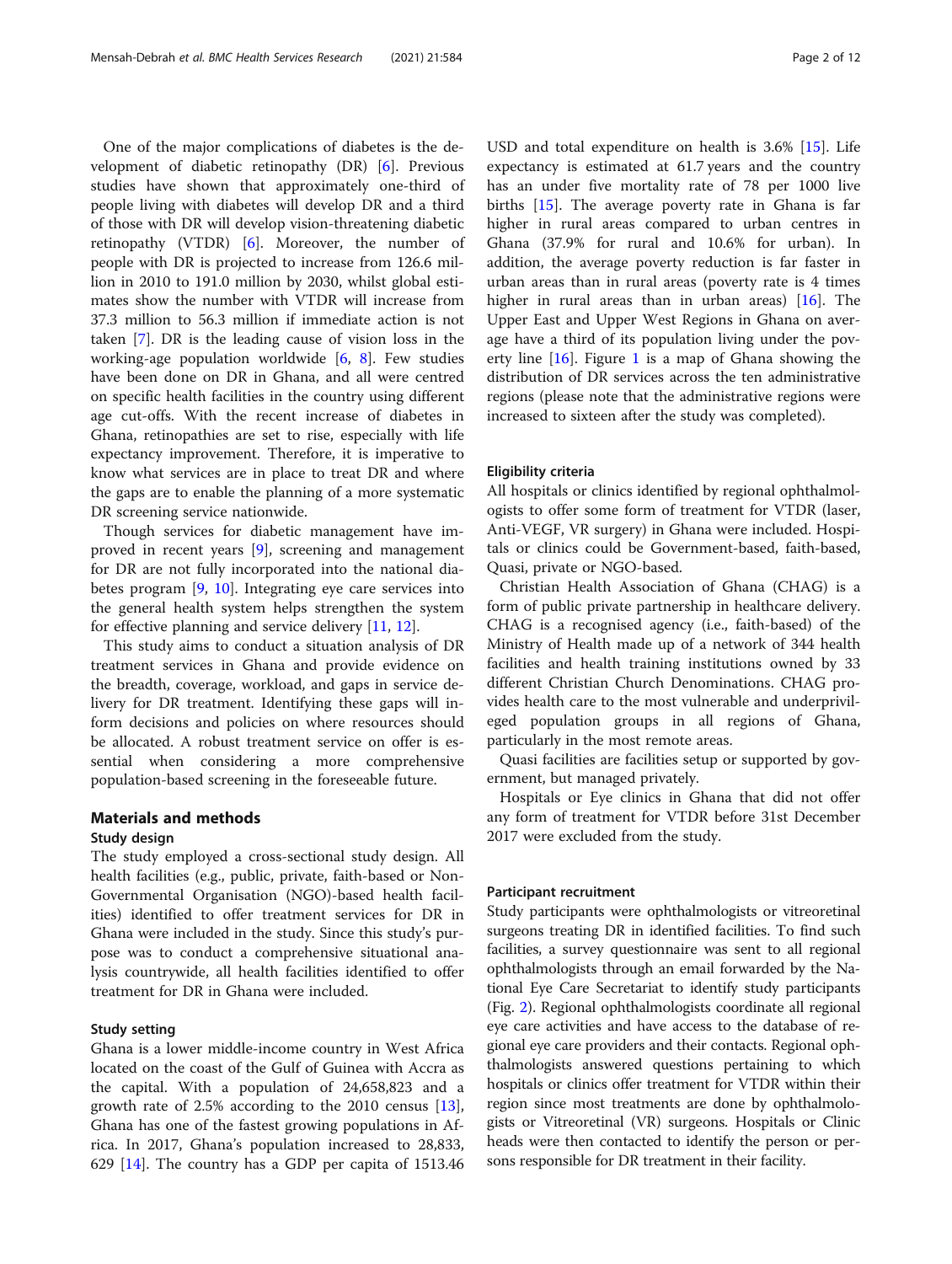One of the major complications of diabetes is the development of diabetic retinopathy (DR) [6]. Previous studies have shown that approximately one-third of people living with diabetes will develop DR and a third of those with DR will develop vision-threatening diabetic retinopathy (VTDR) [6]. Moreover, the number of people with DR is projected to increase from 126.6 million in 2010 to 191.0 million by 2030, whilst global estimates show the number with VTDR will increase from 37.3 million to 56.3 million if immediate action is not taken [7]. DR is the leading cause of vision loss in the working-age population worldwide [6, 8]. Few studies have been done on DR in Ghana, and all were centred on specific health facilities in the country using different age cut-offs. With the recent increase of diabetes in Ghana, retinopathies are set to rise, especially with life expectancy improvement. Therefore, it is imperative to know what services are in place to treat DR and where the gaps are to enable the planning of a more systematic DR screening service nationwide.

Though services for diabetic management have improved in recent years [9], screening and management for DR are not fully incorporated into the national diabetes program [9, 10]. Integrating eye care services into the general health system helps strengthen the system for effective planning and service delivery [11, 12].

This study aims to conduct a situation analysis of DR treatment services in Ghana and provide evidence on the breadth, coverage, workload, and gaps in service delivery for DR treatment. Identifying these gaps will inform decisions and policies on where resources should be allocated. A robust treatment service on offer is essential when considering a more comprehensive population-based screening in the foreseeable future.

## Materials and methods

### Study design

The study employed a cross-sectional study design. All health facilities (e.g., public, private, faith-based or Non-Governmental Organisation (NGO)-based health facilities) identified to offer treatment services for DR in Ghana were included in the study. Since this study's purpose was to conduct a comprehensive situational analysis countrywide, all health facilities identified to offer treatment for DR in Ghana were included.

### Study setting

Ghana is a lower middle-income country in West Africa located on the coast of the Gulf of Guinea with Accra as the capital. With a population of 24,658,823 and a growth rate of 2.5% according to the 2010 census [13], Ghana has one of the fastest growing populations in Africa. In 2017, Ghana's population increased to 28,833,629 [14]. The country has a GDP per capita of 1513.46 USD and total expenditure on health is 3.6% [15]. Life expectancy is estimated at 61.7 years and the country has an under five mortality rate of 78 per 1000 live births [15]. The average poverty rate in Ghana is far higher in rural areas compared to urban centres in Ghana (37.9% for rural and 10.6% for urban). In addition, the average poverty reduction is far faster in urban areas than in rural areas (poverty rate is 4 times higher in rural areas than in urban areas) [16]. The Upper East and Upper West Regions in Ghana on average have a third of its population living under the poverty line [16]. Figure 1 is a map of Ghana showing the distribution of DR services across the ten administrative regions (please note that the administrative regions were increased to sixteen after the study was completed).

### Eligibility criteria

All hospitals or clinics identified by regional ophthalmologists to offer some form of treatment for VTDR (laser, Anti-VEGF, VR surgery) in Ghana were included. Hospitals or clinics could be Government-based, faith-based, Quasi, private or NGO-based.

Christian Health Association of Ghana (CHAG) is a form of public private partnership in healthcare delivery. CHAG is a recognised agency (i.e., faith-based) of the Ministry of Health made up of a network of 344 health facilities and health training institutions owned by 33 different Christian Church Denominations. CHAG provides health care to the most vulnerable and underprivileged population groups in all regions of Ghana, particularly in the most remote areas.

Quasi facilities are facilities setup or supported by government, but managed privately.

Hospitals or Eye clinics in Ghana that did not offer any form of treatment for VTDR before 31st December 2017 were excluded from the study.

### Participant recruitment

Study participants were ophthalmologists or vitreoretinal surgeons treating DR in identified facilities. To find such facilities, a survey questionnaire was sent to all regional ophthalmologists through an email forwarded by the National Eye Care Secretariat to identify study participants (Fig. 2). Regional ophthalmologists coordinate all regional eye care activities and have access to the database of regional eye care providers and their contacts. Regional ophthalmologists answered questions pertaining to which hospitals or clinics offer treatment for VTDR within their region since most treatments are done by ophthalmologists or Vitreoretinal (VR) surgeons. Hospitals or Clinic heads were then contacted to identify the person or persons responsible for DR treatment in their facility.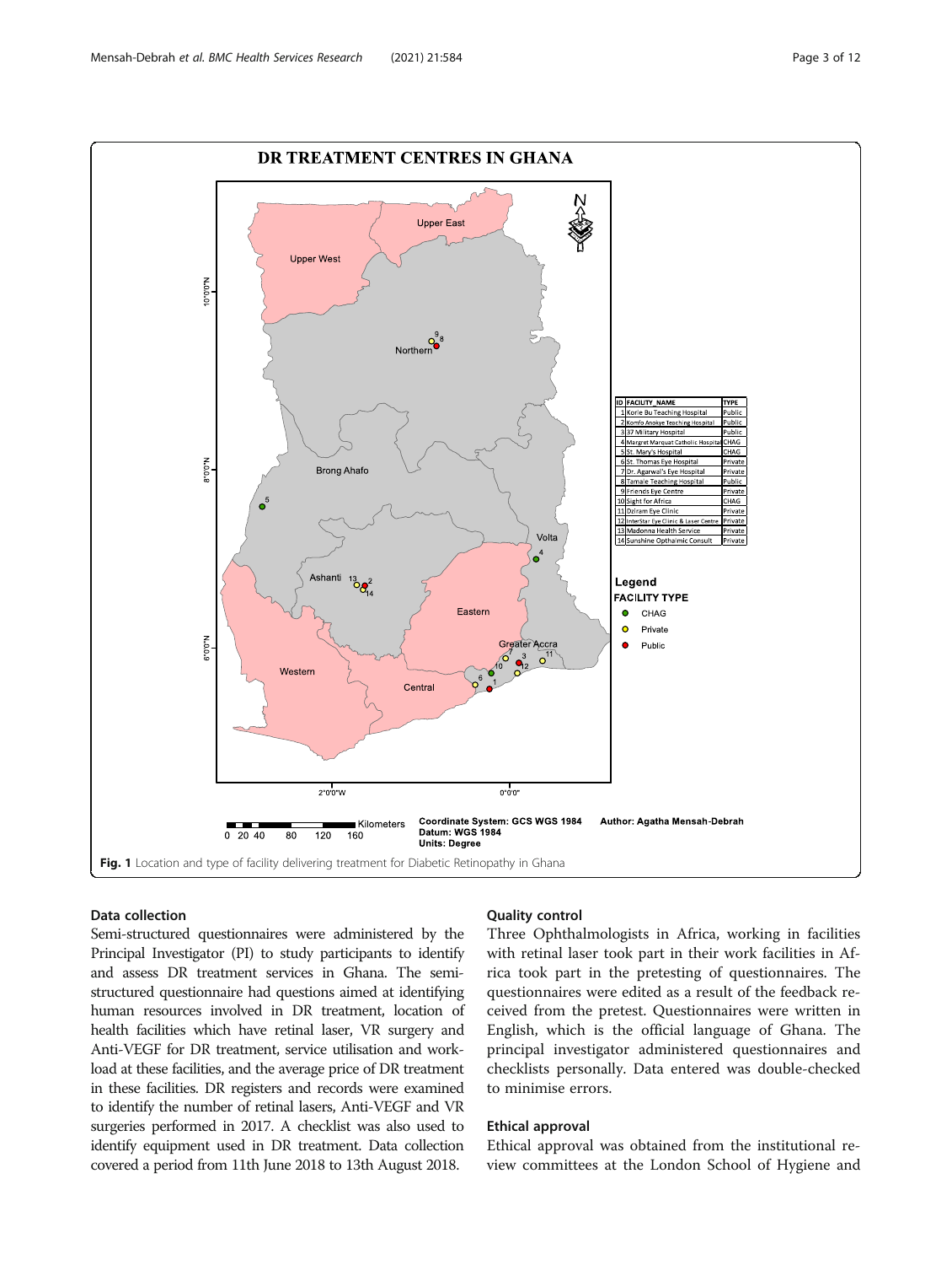Fig. 1 Location and type of facility delivering treatment for Diabetic Retinopathy in Ghana

### Data collection

Semi-structured questionnaires were administered by the Principal Investigator (PI) to study participants to identify and assess DR treatment services in Ghana. The semi-structured questionnaire had questions aimed at identifying human resources involved in DR treatment, location of health facilities which have retinal laser, VR surgery and Anti-VEGF for DR treatment, service utilisation and workload at these facilities, and the average price of DR treatment in these facilities. DR registers and records were examined to identify the number of retinal lasers, Anti-VEGF and VR surgeries performed in 2017. A checklist was also used to identify equipment used in DR treatment. Data collection covered a period from 11th June 2018 to 13th August 2018.

### Quality control

Three Ophthalmologists in Africa, working in facilities with retinal laser took part in their work facilities in Africa took part in the pretesting of questionnaires. The questionnaires were edited as a result of the feedback received from the pretest. Questionnaires were written in English, which is the official language of Ghana. The principal investigator administered questionnaires and checklists personally. Data entered was double-checked to minimise errors.

### Ethical approval

Ethical approval was obtained from the institutional review committees at the London School of Hygiene and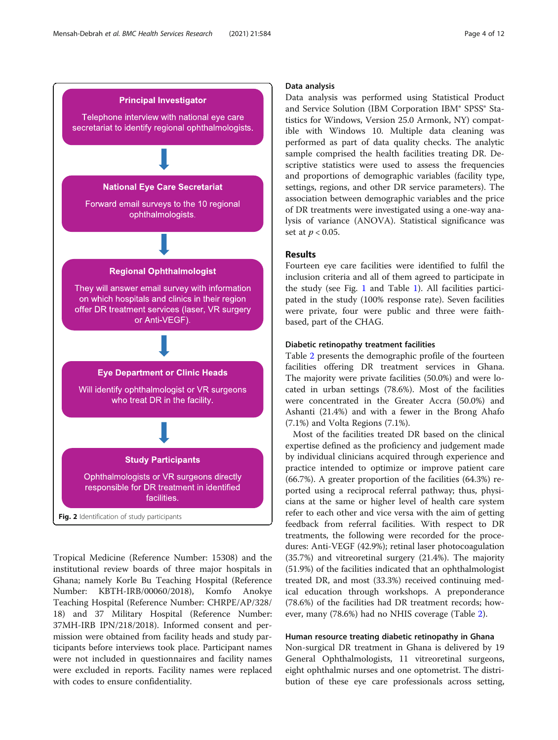**Principal Investigator**

Telephone interview with national eye care secretariat to identify regional ophthalmologists.

↓

**National Eye Care Secretariat**

Forward email surveys to the 10 regional ophthalmologists.

↓

**Regional Ophthalmologist**

They will answer email survey with information on which hospitals and clinics in their region offer DR treatment services (laser, VR surgery or Anti-VEGF).

↓

**Eye Department or Clinic Heads**

Will identify ophthalmologist or VR surgeons who treat DR in the facility.

↓

**Study Participants**

Ophthalmologists or VR surgeons directly responsible for DR treatment in identified facilities.

**Fig. 2** Identification of study participants

Tropical Medicine (Reference Number: 15308) and the institutional review boards of three major hospitals in Ghana; namely Korle Bu Teaching Hospital (Reference Number: KBTH-IRB/00060/2018), Komfo Anokye Teaching Hospital (Reference Number: CHRPE/AP/328/18) and 37 Military Hospital (Reference Number: 37MH-IRB IPN/218/2018). Informed consent and permission were obtained from facility heads and study participants before interviews took place. Participant names were not included in questionnaires and facility names were excluded in reports. Facility names were replaced with codes to ensure confidentiality.

### Data analysis

Data analysis was performed using Statistical Product and Service Solution (IBM Corporation IBM® SPSS® Statistics for Windows, Version 25.0 Armonk, NY) compatible with Windows 10. Multiple data cleaning was performed as part of data quality checks. The analytic sample comprised the health facilities treating DR. Descriptive statistics were used to assess the frequencies and proportions of demographic variables (facility type, settings, regions, and other DR service parameters). The association between demographic variables and the price of DR treatments were investigated using a one-way analysis of variance (ANOVA). Statistical significance was set at $p < 0.05$.

## Results

Fourteen eye care facilities were identified to fulfil the inclusion criteria and all of them agreed to participate in the study (see Fig. 1 and Table 1). All facilities participated in the study (100% response rate). Seven facilities were private, four were public and three were faith-based, part of the CHAG.

### Diabetic retinopathy treatment facilities

Table 2 presents the demographic profile of the fourteen facilities offering DR treatment services in Ghana. The majority were private facilities (50.0%) and were located in urban settings (78.6%). Most of the facilities were concentrated in the Greater Accra (50.0%) and Ashanti (21.4%) and with a fewer in the Brong Ahafo (7.1%) and Volta Regions (7.1%).

Most of the facilities treated DR based on the clinical expertise defined as the proficiency and judgement made by individual clinicians acquired through experience and practice intended to optimize or improve patient care (66.7%). A greater proportion of the facilities (64.3%) reported using a reciprocal referral pathway; thus, physicians at the same or higher level of health care system refer to each other and vice versa with the aim of getting feedback from referral facilities. With respect to DR treatments, the following were recorded for the procedures: Anti-VEGF (42.9%); retinal laser photocoagulation (35.7%) and vitreoretinal surgery (21.4%). The majority (51.9%) of the facilities indicated that an ophthalmologist treated DR, and most (33.3%) received continuing medical education through workshops. A preponderance (78.6%) of the facilities had DR treatment records; however, many (78.6%) had no NHIS coverage (Table 2).

### Human resource treating diabetic retinopathy in Ghana

Non-surgical DR treatment in Ghana is delivered by 19 General Ophthalmologists, 11 vitreoretinal surgeons, eight ophthalmic nurses and one optometrist. The distribution of these eye care professionals across setting,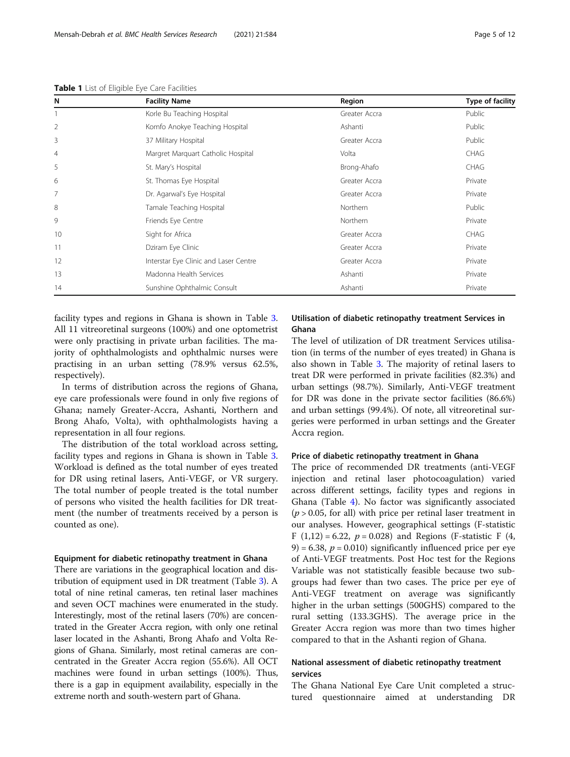**Table 1** List of Eligible Eye Care Facilities

| N | Facility Name | Region | Type of facility |
|---|---|---|---|
| 1 | Korle Bu Teaching Hospital | Greater Accra | Public |
| 2 | Komfo Anokye Teaching Hospital | Ashanti | Public |
| 3 | 37 Military Hospital | Greater Accra | Public |
| 4 | Margret Marquart Catholic Hospital | Volta | CHAG |
| 5 | St. Mary's Hospital | Brong-Ahafo | CHAG |
| 6 | St. Thomas Eye Hospital | Greater Accra | Private |
| 7 | Dr. Agarwal's Eye Hospital | Greater Accra | Private |
| 8 | Tamale Teaching Hospital | Northern | Public |
| 9 | Friends Eye Centre | Northern | Private |
| 10 | Sight for Africa | Greater Accra | CHAG |
| 11 | Dziram Eye Clinic | Greater Accra | Private |
| 12 | Interstar Eye Clinic and Laser Centre | Greater Accra | Private |
| 13 | Madonna Health Services | Ashanti | Private |
| 14 | Sunshine Ophthalmic Consult | Ashanti | Private |

facility types and regions in Ghana is shown in Table 3. All 11 vitreoretinal surgeons (100%) and one optometrist were only practising in private urban facilities. The majority of ophthalmologists and ophthalmic nurses were practising in an urban setting (78.9% versus 62.5%, respectively).

In terms of distribution across the regions of Ghana, eye care professionals were found in only five regions of Ghana; namely Greater-Accra, Ashanti, Northern and Brong Ahafo, Volta), with ophthalmologists having a representation in all four regions.

The distribution of the total workload across setting, facility types and regions in Ghana is shown in Table 3. Workload is defined as the total number of eyes treated for DR using retinal lasers, Anti-VEGF, or VR surgery. The total number of people treated is the total number of persons who visited the health facilities for DR treatment (the number of treatments received by a person is counted as one).

### Equipment for diabetic retinopathy treatment in Ghana

There are variations in the geographical location and distribution of equipment used in DR treatment (Table 3). A total of nine retinal cameras, ten retinal laser machines and seven OCT machines were enumerated in the study. Interestingly, most of the retinal lasers (70%) are concentrated in the Greater Accra region, with only one retinal laser located in the Ashanti, Brong Ahafo and Volta Regions of Ghana. Similarly, most retinal cameras are concentrated in the Greater Accra region (55.6%). All OCT machines were found in urban settings (100%). Thus, there is a gap in equipment availability, especially in the extreme north and south-western part of Ghana.

### Utilisation of diabetic retinopathy treatment Services in Ghana

The level of utilization of DR treatment Services utilisation (in terms of the number of eyes treated) in Ghana is also shown in Table 3. The majority of retinal lasers to treat DR were performed in private facilities (82.3%) and urban settings (98.7%). Similarly, Anti-VEGF treatment for DR was done in the private sector facilities (86.6%) and urban settings (99.4%). Of note, all vitreoretinal surgeries were performed in urban settings and the Greater Accra region.

### Price of diabetic retinopathy treatment in Ghana

The price of recommended DR treatments (anti-VEGF injection and retinal laser photocoagulation) varied across different settings, facility types and regions in Ghana (Table 4). No factor was significantly associated ($p > 0.05$, for all) with price per retinal laser treatment in our analyses. However, geographical settings (F-statistic $F(1,12) = 6.22$, $p = 0.028$) and Regions (F-statistic $F(4, 9) = 6.38$, $p = 0.010$) significantly influenced price per eye of Anti-VEGF treatments. Post Hoc test for the Regions Variable was not statistically feasible because two subgroups had fewer than two cases. The price per eye of Anti-VEGF treatment on average was significantly higher in the urban settings (500GHS) compared to the rural setting (133.3GHS). The average price in the Greater Accra region was more than two times higher compared to that in the Ashanti region of Ghana.

### National assessment of diabetic retinopathy treatment services

The Ghana National Eye Care Unit completed a structured questionnaire aimed at understanding DR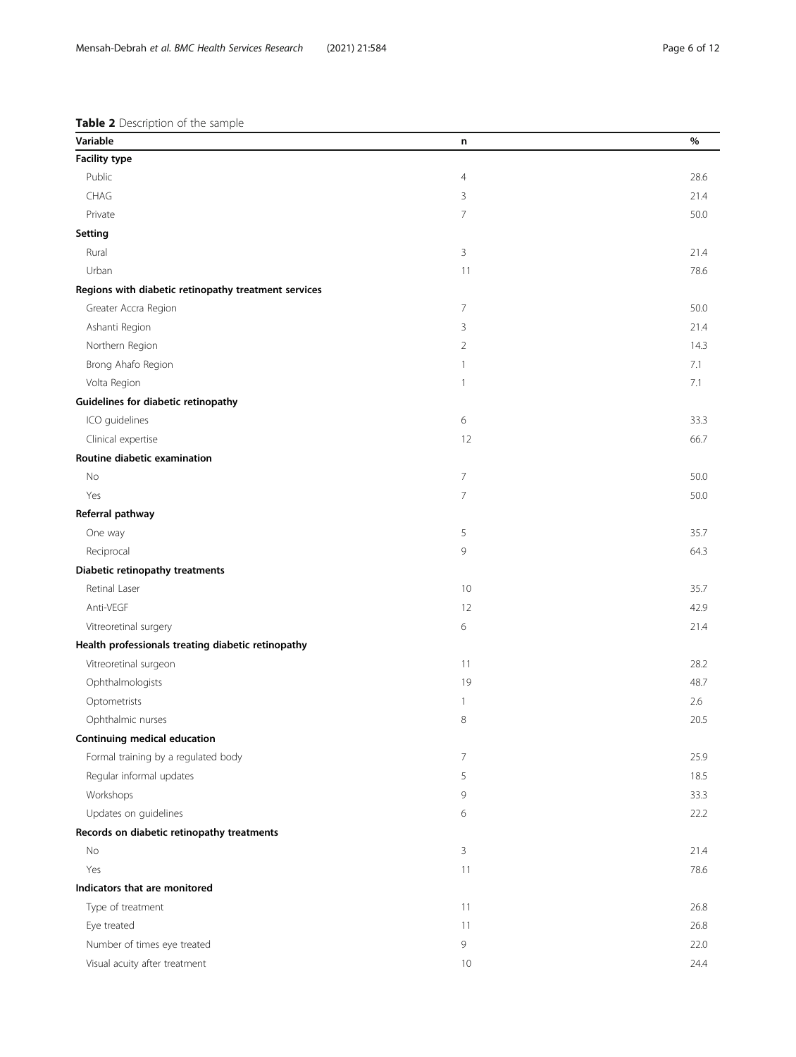**Table 2** Description of the sample

| Variable | n | % |
| --- | --- | --- |
| **Facility type** | | |
| Public | 4 | 28.6 |
| CHAG | 3 | 21.4 |
| Private | 7 | 50.0 |
| **Setting** | | |
| Rural | 3 | 21.4 |
| Urban | 11 | 78.6 |
| **Regions with diabetic retinopathy treatment services** | | |
| Greater Accra Region | 7 | 50.0 |
| Ashanti Region | 3 | 21.4 |
| Northern Region | 2 | 14.3 |
| Brong Ahafo Region | 1 | 7.1 |
| Volta Region | 1 | 7.1 |
| **Guidelines for diabetic retinopathy** | | |
| ICO guidelines | 6 | 33.3 |
| Clinical expertise | 12 | 66.7 |
| **Routine diabetic examination** | | |
| No | 7 | 50.0 |
| Yes | 7 | 50.0 |
| **Referral pathway** | | |
| One way | 5 | 35.7 |
| Reciprocal | 9 | 64.3 |
| **Diabetic retinopathy treatments** | | |
| Retinal Laser | 10 | 35.7 |
| Anti-VEGF | 12 | 42.9 |
| Vitreoretinal surgery | 6 | 21.4 |
| **Health professionals treating diabetic retinopathy** | | |
| Vitreoretinal surgeon | 11 | 28.2 |
| Ophthalmologists | 19 | 48.7 |
| Optometrists | 1 | 2.6 |
| Ophthalmic nurses | 8 | 20.5 |
| **Continuing medical education** | | |
| Formal training by a regulated body | 7 | 25.9 |
| Regular informal updates | 5 | 18.5 |
| Workshops | 9 | 33.3 |
| Updates on guidelines | 6 | 22.2 |
| **Records on diabetic retinopathy treatments** | | |
| No | 3 | 21.4 |
| Yes | 11 | 78.6 |
| **Indicators that are monitored** | | |
| Type of treatment | 11 | 26.8 |
| Eye treated | 11 | 26.8 |
| Number of times eye treated | 9 | 22.0 |
| Visual acuity after treatment | 10 | 24.4 |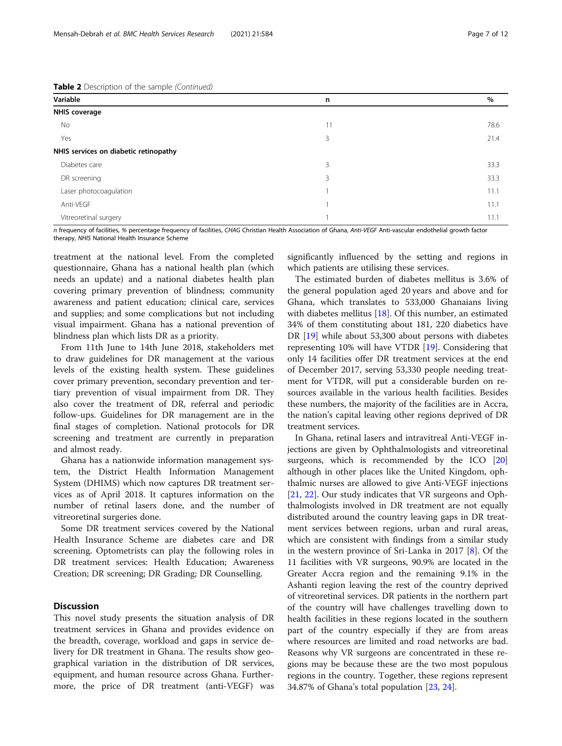**Table 2** Description of the sample *(Continued)*

| Variable | n | % |
|---|---|---|
| **NHIS coverage** | | |
| No | 11 | 78.6 |
| Yes | 3 | 21.4 |
| **NHIS services on diabetic retinopathy** | | |
| Diabetes care | 3 | 33.3 |
| DR screening | 3 | 33.3 |
| Laser photocoagulation | 1 | 11.1 |
| Anti-VEGF | 1 | 11.1 |
| Vitreoretinal surgery | 1 | 11.1 |

*n* frequency of facilities, *%* percentage frequency of facilities, *CHAG* Christian Health Association of Ghana, *Anti-VEGF* Anti-vascular endothelial growth factor therapy, *NHIS* National Health Insurance Scheme

treatment at the national level. From the completed questionnaire, Ghana has a national health plan (which needs an update) and a national diabetes health plan covering primary prevention of blindness; community awareness and patient education; clinical care, services and supplies; and some complications but not including visual impairment. Ghana has a national prevention of blindness plan which lists DR as a priority.

From 11th June to 14th June 2018, stakeholders met to draw guidelines for DR management at the various levels of the existing health system. These guidelines cover primary prevention, secondary prevention and tertiary prevention of visual impairment from DR. They also cover the treatment of DR, referral and periodic follow-ups. Guidelines for DR management are in the final stages of completion. National protocols for DR screening and treatment are currently in preparation and almost ready.

Ghana has a nationwide information management system, the District Health Information Management System (DHIMS) which now captures DR treatment services as of April 2018. It captures information on the number of retinal lasers done, and the number of vitreoretinal surgeries done.

Some DR treatment services covered by the National Health Insurance Scheme are diabetes care and DR screening. Optometrists can play the following roles in DR treatment services: Health Education; Awareness Creation; DR screening; DR Grading; DR Counselling.

## Discussion

This novel study presents the situation analysis of DR treatment services in Ghana and provides evidence on the breadth, coverage, workload and gaps in service delivery for DR treatment in Ghana. The results show geographical variation in the distribution of DR services, equipment, and human resource across Ghana. Furthermore, the price of DR treatment (anti-VEGF) was significantly influenced by the setting and regions in which patients are utilising these services.

The estimated burden of diabetes mellitus is 3.6% of the general population aged 20 years and above and for Ghana, which translates to 533,000 Ghanaians living with diabetes mellitus [18]. Of this number, an estimated 34% of them constituting about 181, 220 diabetics have DR [19] while about 53,300 about persons with diabetes representing 10% will have VTDR [19]. Considering that only 14 facilities offer DR treatment services at the end of December 2017, serving 53,330 people needing treatment for VTDR, will put a considerable burden on resources available in the various health facilities. Besides these numbers, the majority of the facilities are in Accra, the nation's capital leaving other regions deprived of DR treatment services.

In Ghana, retinal lasers and intravitreal Anti-VEGF injections are given by Ophthalmologists and vitreoretinal surgeons, which is recommended by the ICO [20] although in other places like the United Kingdom, ophthalmic nurses are allowed to give Anti-VEGF injections [21, 22]. Our study indicates that VR surgeons and Ophthalmologists involved in DR treatment are not equally distributed around the country leaving gaps in DR treatment services between regions, urban and rural areas, which are consistent with findings from a similar study in the western province of Sri-Lanka in 2017 [8]. Of the 11 facilities with VR surgeons, 90.9% are located in the Greater Accra region and the remaining 9.1% in the Ashanti region leaving the rest of the country deprived of vitreoretinal services. DR patients in the northern part of the country will have challenges travelling down to health facilities in these regions located in the southern part of the country especially if they are from areas where resources are limited and road networks are bad. Reasons why VR surgeons are concentrated in these regions may be because these are the two most populous regions in the country. Together, these regions represent 34.87% of Ghana's total population [23, 24].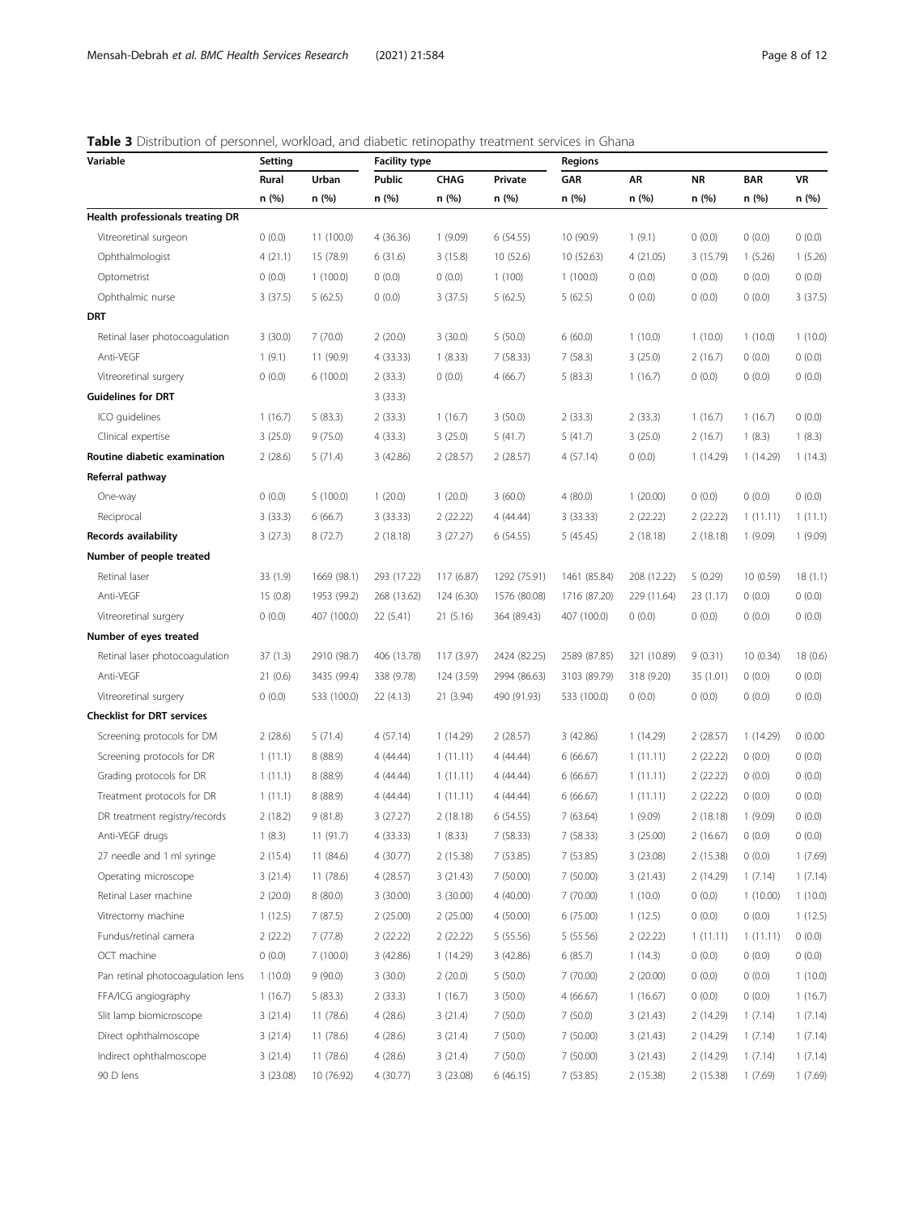**Table 3** Distribution of personnel, workload, and diabetic retinopathy treatment services in Ghana

| Variable | Setting | | Facility type | | | Regions | | | | |
|---|---|---|---|---|---|---|---|---|---|---|
| | Rural | Urban | Public | CHAG | Private | GAR | AR | NR | BAR | VR |
| | n (%) | n (%) | n (%) | n (%) | n (%) | n (%) | n (%) | n (%) | n (%) | n (%) |
| **Health professionals treating DR** | | | | | | | | | | |
| Vitreoretinal surgeon | 0 (0.0) | 11 (100.0) | 4 (36.36) | 1 (9.09) | 6 (54.55) | 10 (90.9) | 1 (9.1) | 0 (0.0) | 0 (0.0) | 0 (0.0) |
| Ophthalmologist | 4 (21.1) | 15 (78.9) | 6 (31.6) | 3 (15.8) | 10 (52.6) | 10 (52.63) | 4 (21.05) | 3 (15.79) | 1 (5.26) | 1 (5.26) |
| Optometrist | 0 (0.0) | 1 (100.0) | 0 (0.0) | 0 (0.0) | 1 (100) | 1 (100.0) | 0 (0.0) | 0 (0.0) | 0 (0.0) | 0 (0.0) |
| Ophthalmic nurse | 3 (37.5) | 5 (62.5) | 0 (0.0) | 3 (37.5) | 5 (62.5) | 5 (62.5) | 0 (0.0) | 0 (0.0) | 0 (0.0) | 3 (37.5) |
| **DRT** | | | | | | | | | | |
| Retinal laser photocoagulation | 3 (30.0) | 7 (70.0) | 2 (20.0) | 3 (30.0) | 5 (50.0) | 6 (60.0) | 1 (10.0) | 1 (10.0) | 1 (10.0) | 1 (10.0) |
| Anti-VEGF | 1 (9.1) | 11 (90.9) | 4 (33.33) | 1 (8.33) | 7 (58.33) | 7 (58.3) | 3 (25.0) | 2 (16.7) | 0 (0.0) | 0 (0.0) |
| Vitreoretinal surgery | 0 (0.0) | 6 (100.0) | 2 (33.3) | 0 (0.0) | 4 (66.7) | 5 (83.3) | 1 (16.7) | 0 (0.0) | 0 (0.0) | 0 (0.0) |
| **Guidelines for DRT** | | | 3 (33.3) | | | | | | | |
| ICO guidelines | 1 (16.7) | 5 (83.3) | 2 (33.3) | 1 (16.7) | 3 (50.0) | 2 (33.3) | 2 (33.3) | 1 (16.7) | 1 (16.7) | 0 (0.0) |
| Clinical expertise | 3 (25.0) | 9 (75.0) | 4 (33.3) | 3 (25.0) | 5 (41.7) | 5 (41.7) | 3 (25.0) | 2 (16.7) | 1 (8.3) | 1 (8.3) |
| **Routine diabetic examination** | 2 (28.6) | 5 (71.4) | 3 (42.86) | 2 (28.57) | 2 (28.57) | 4 (57.14) | 0 (0.0) | 1 (14.29) | 1 (14.29) | 1 (14.3) |
| **Referral pathway** | | | | | | | | | | |
| One-way | 0 (0.0) | 5 (100.0) | 1 (20.0) | 1 (20.0) | 3 (60.0) | 4 (80.0) | 1 (20.00) | 0 (0.0) | 0 (0.0) | 0 (0.0) |
| Reciprocal | 3 (33.3) | 6 (66.7) | 3 (33.33) | 2 (22.22) | 4 (44.44) | 3 (33.33) | 2 (22.22) | 2 (22.22) | 1 (11.11) | 1 (11.1) |
| **Records availability** | 3 (27.3) | 8 (72.7) | 2 (18.18) | 3 (27.27) | 6 (54.55) | 5 (45.45) | 2 (18.18) | 2 (18.18) | 1 (9.09) | 1 (9.09) |
| **Number of people treated** | | | | | | | | | | |
| Retinal laser | 33 (1.9) | 1669 (98.1) | 293 (17.22) | 117 (6.87) | 1292 (75.91) | 1461 (85.84) | 208 (12.22) | 5 (0.29) | 10 (0.59) | 18 (1.1) |
| Anti-VEGF | 15 (0.8) | 1953 (99.2) | 268 (13.62) | 124 (6.30) | 1576 (80.08) | 1716 (87.20) | 229 (11.64) | 23 (1.17) | 0 (0.0) | 0 (0.0) |
| Vitreoretinal surgery | 0 (0.0) | 407 (100.0) | 22 (5.41) | 21 (5.16) | 364 (89.43) | 407 (100.0) | 0 (0.0) | 0 (0.0) | 0 (0.0) | 0 (0.0) |
| **Number of eyes treated** | | | | | | | | | | |
| Retinal laser photocoagulation | 37 (1.3) | 2910 (98.7) | 406 (13.78) | 117 (3.97) | 2424 (82.25) | 2589 (87.85) | 321 (10.89) | 9 (0.31) | 10 (0.34) | 18 (0.6) |
| Anti-VEGF | 21 (0.6) | 3435 (99.4) | 338 (9.78) | 124 (3.59) | 2994 (86.63) | 3103 (89.79) | 318 (9.20) | 35 (1.01) | 0 (0.0) | 0 (0.0) |
| Vitreoretinal surgery | 0 (0.0) | 533 (100.0) | 22 (4.13) | 21 (3.94) | 490 (91.93) | 533 (100.0) | 0 (0.0) | 0 (0.0) | 0 (0.0) | 0 (0.0) |
| **Checklist for DRT services** | | | | | | | | | | |
| Screening protocols for DM | 2 (28.6) | 5 (71.4) | 4 (57.14) | 1 (14.29) | 2 (28.57) | 3 (42.86) | 1 (14.29) | 2 (28.57) | 1 (14.29) | 0 (0.00 |
| Screening protocols for DR | 1 (11.1) | 8 (88.9) | 4 (44.44) | 1 (11.11) | 4 (44.44) | 6 (66.67) | 1 (11.11) | 2 (22.22) | 0 (0.0) | 0 (0.0) |
| Grading protocols for DR | 1 (11.1) | 8 (88.9) | 4 (44.44) | 1 (11.11) | 4 (44.44) | 6 (66.67) | 1 (11.11) | 2 (22.22) | 0 (0.0) | 0 (0.0) |
| Treatment protocols for DR | 1 (11.1) | 8 (88.9) | 4 (44.44) | 1 (11.11) | 4 (44.44) | 6 (66.67) | 1 (11.11) | 2 (22.22) | 0 (0.0) | 0 (0.0) |
| DR treatment registry/records | 2 (18.2) | 9 (81.8) | 3 (27.27) | 2 (18.18) | 6 (54.55) | 7 (63.64) | 1 (9.09) | 2 (18.18) | 1 (9.09) | 0 (0.0) |
| Anti-VEGF drugs | 1 (8.3) | 11 (91.7) | 4 (33.33) | 1 (8.33) | 7 (58.33) | 7 (58.33) | 3 (25.00) | 2 (16.67) | 0 (0.0) | 0 (0.0) |
| 27 needle and 1 ml syringe | 2 (15.4) | 11 (84.6) | 4 (30.77) | 2 (15.38) | 7 (53.85) | 7 (53.85) | 3 (23.08) | 2 (15.38) | 0 (0.0) | 1 (7.69) |
| Operating microscope | 3 (21.4) | 11 (78.6) | 4 (28.57) | 3 (21.43) | 7 (50.00) | 7 (50.00) | 3 (21.43) | 2 (14.29) | 1 (7.14) | 1 (7.14) |
| Retinal Laser machine | 2 (20.0) | 8 (80.0) | 3 (30.00) | 3 (30.00) | 4 (40.00) | 7 (70.00) | 1 (10.0) | 0 (0.0) | 1 (10.00) | 1 (10.0) |
| Vitrectomy machine | 1 (12.5) | 7 (87.5) | 2 (25.00) | 2 (25.00) | 4 (50.00) | 6 (75.00) | 1 (12.5) | 0 (0.0) | 0 (0.0) | 1 (12.5) |
| Fundus/retinal camera | 2 (22.2) | 7 (77.8) | 2 (22.22) | 2 (22.22) | 5 (55.56) | 5 (55.56) | 2 (22.22) | 1 (11.11) | 1 (11.11) | 0 (0.0) |
| OCT machine | 0 (0.0) | 7 (100.0) | 3 (42.86) | 1 (14.29) | 3 (42.86) | 6 (85.7) | 1 (14.3) | 0 (0.0) | 0 (0.0) | 0 (0.0) |
| Pan retinal photocoagulation lens | 1 (10.0) | 9 (90.0) | 3 (30.0) | 2 (20.0) | 5 (50.0) | 7 (70.00) | 2 (20.00) | 0 (0.0) | 0 (0.0) | 1 (10.0) |
| FFA/ICG angiography | 1 (16.7) | 5 (83.3) | 2 (33.3) | 1 (16.7) | 3 (50.0) | 4 (66.67) | 1 (16.67) | 0 (0.0) | 0 (0.0) | 1 (16.7) |
| Slit lamp biomicroscope | 3 (21.4) | 11 (78.6) | 4 (28.6) | 3 (21.4) | 7 (50.0) | 7 (50.0) | 3 (21.43) | 2 (14.29) | 1 (7.14) | 1 (7.14) |
| Direct ophthalmoscope | 3 (21.4) | 11 (78.6) | 4 (28.6) | 3 (21.4) | 7 (50.0) | 7 (50.00) | 3 (21.43) | 2 (14.29) | 1 (7.14) | 1 (7.14) |
| Indirect ophthalmoscope | 3 (21.4) | 11 (78.6) | 4 (28.6) | 3 (21.4) | 7 (50.0) | 7 (50.00) | 3 (21.43) | 2 (14.29) | 1 (7.14) | 1 (7.14) |
| 90 D lens | 3 (23.08) | 10 (76.92) | 4 (30.77) | 3 (23.08) | 6 (46.15) | 7 (53.85) | 2 (15.38) | 2 (15.38) | 1 (7.69) | 1 (7.69) |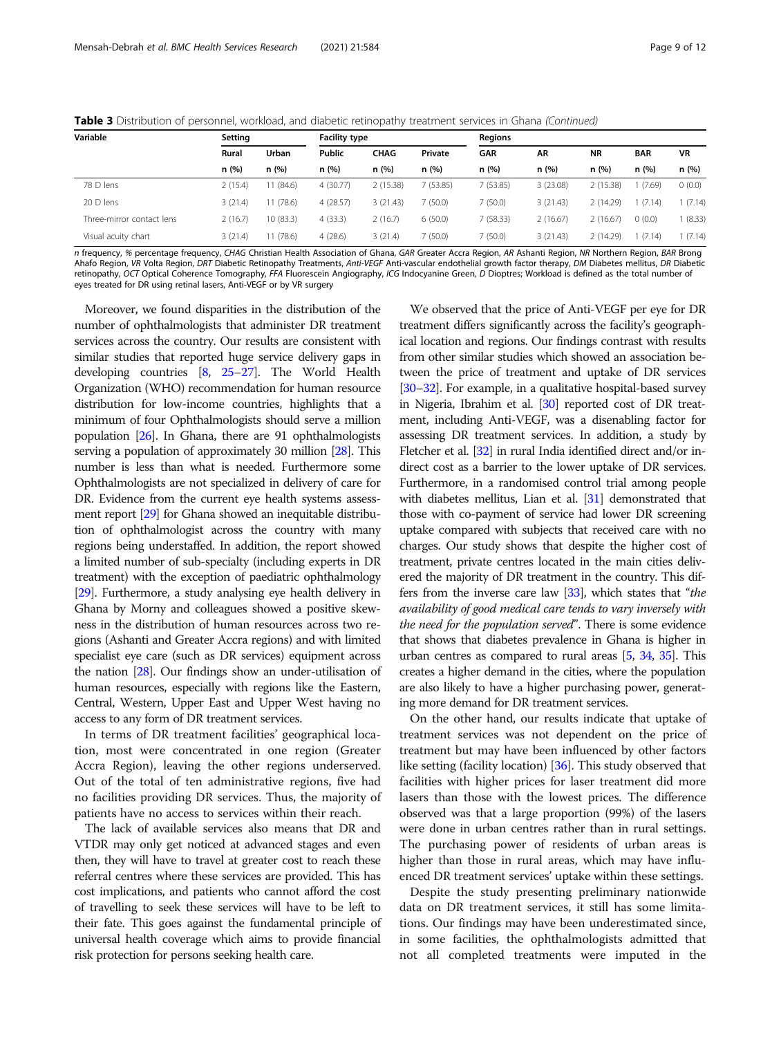**Table 3** Distribution of personnel, workload, and diabetic retinopathy treatment services in Ghana *(Continued)*

| Variable | Setting | | Facility type | | | Regions | | | | |
|---|---|---|---|---|---|---|---|---|---|---|
| | Rural | Urban | Public | CHAG | Private | GAR | AR | NR | BAR | VR |
| | n (%) | n (%) | n (%) | n (%) | n (%) | n (%) | n (%) | n (%) | n (%) | n (%) |
| 78 D lens | 2 (15.4) | 11 (84.6) | 4 (30.77) | 2 (15.38) | 7 (53.85) | 7 (53.85) | 3 (23.08) | 2 (15.38) | 1 (7.69) | 0 (0.0) |
| 20 D lens | 3 (21.4) | 11 (78.6) | 4 (28.57) | 3 (21.43) | 7 (50.0) | 7 (50.0) | 3 (21.43) | 2 (14.29) | 1 (7.14) | 1 (7.14) |
| Three-mirror contact lens | 2 (16.7) | 10 (83.3) | 4 (33.3) | 2 (16.7) | 6 (50.0) | 7 (58.33) | 2 (16.67) | 2 (16.67) | 0 (0.0) | 1 (8.33) |
| Visual acuity chart | 3 (21.4) | 11 (78.6) | 4 (28.6) | 3 (21.4) | 7 (50.0) | 7 (50.0) | 3 (21.43) | 2 (14.29) | 1 (7.14) | 1 (7.14) |

*n* frequency, % percentage frequency, *CHAG* Christian Health Association of Ghana, *GAR* Greater Accra Region, *AR* Ashanti Region, *NR* Northern Region, *BAR* Brong Ahafo Region, *VR* Volta Region, *DRT* Diabetic Retinopathy Treatments, *Anti-VEGF* Anti-vascular endothelial growth factor therapy, *DM* Diabetes mellitus, *DR* Diabetic retinopathy, *OCT* Optical Coherence Tomography, *FFA* Fluorescein Angiography, *ICG* Indocyanine Green, *D* Dioptres; Workload is defined as the total number of eyes treated for DR using retinal lasers, Anti-VEGF or by VR surgery

Moreover, we found disparities in the distribution of the number of ophthalmologists that administer DR treatment services across the country. Our results are consistent with similar studies that reported huge service delivery gaps in developing countries [8, 25–27]. The World Health Organization (WHO) recommendation for human resource distribution for low-income countries, highlights that a minimum of four Ophthalmologists should serve a million population [26]. In Ghana, there are 91 ophthalmologists serving a population of approximately 30 million [28]. This number is less than what is needed. Furthermore some Ophthalmologists are not specialized in delivery of care for DR. Evidence from the current eye health systems assessment report [29] for Ghana showed an inequitable distribution of ophthalmologist across the country with many regions being understaffed. In addition, the report showed a limited number of sub-specialty (including experts in DR treatment) with the exception of paediatric ophthalmology [29]. Furthermore, a study analysing eye health delivery in Ghana by Morny and colleagues showed a positive skewness in the distribution of human resources across two regions (Ashanti and Greater Accra regions) and with limited specialist eye care (such as DR services) equipment across the nation [28]. Our findings show an under-utilisation of human resources, especially with regions like the Eastern, Central, Western, Upper East and Upper West having no access to any form of DR treatment services.

In terms of DR treatment facilities' geographical location, most were concentrated in one region (Greater Accra Region), leaving the other regions underserved. Out of the total of ten administrative regions, five had no facilities providing DR services. Thus, the majority of patients have no access to services within their reach.

The lack of available services also means that DR and VTDR may only get noticed at advanced stages and even then, they will have to travel at greater cost to reach these referral centres where these services are provided. This has cost implications, and patients who cannot afford the cost of travelling to seek these services will have to be left to their fate. This goes against the fundamental principle of universal health coverage which aims to provide financial risk protection for persons seeking health care.

We observed that the price of Anti-VEGF per eye for DR treatment differs significantly across the facility's geographical location and regions. Our findings contrast with results from other similar studies which showed an association between the price of treatment and uptake of DR services [30–32]. For example, in a qualitative hospital-based survey in Nigeria, Ibrahim et al. [30] reported cost of DR treatment, including Anti-VEGF, was a disenabling factor for assessing DR treatment services. In addition, a study by Fletcher et al. [32] in rural India identified direct and/or indirect cost as a barrier to the lower uptake of DR services. Furthermore, in a randomised control trial among people with diabetes mellitus, Lian et al. [31] demonstrated that those with co-payment of service had lower DR screening uptake compared with subjects that received care with no charges. Our study shows that despite the higher cost of treatment, private centres located in the main cities delivered the majority of DR treatment in the country. This differs from the inverse care law [33], which states that "*the availability of good medical care tends to vary inversely with the need for the population served*". There is some evidence that shows that diabetes prevalence in Ghana is higher in urban centres as compared to rural areas [5, 34, 35]. This creates a higher demand in the cities, where the population are also likely to have a higher purchasing power, generating more demand for DR treatment services.

On the other hand, our results indicate that uptake of treatment services was not dependent on the price of treatment but may have been influenced by other factors like setting (facility location) [36]. This study observed that facilities with higher prices for laser treatment did more lasers than those with the lowest prices. The difference observed was that a large proportion (99%) of the lasers were done in urban centres rather than in rural settings. The purchasing power of residents of urban areas is higher than those in rural areas, which may have influenced DR treatment services' uptake within these settings.

Despite the study presenting preliminary nationwide data on DR treatment services, it still has some limitations. Our findings may have been underestimated since, in some facilities, the ophthalmologists admitted that not all completed treatments were imputed in the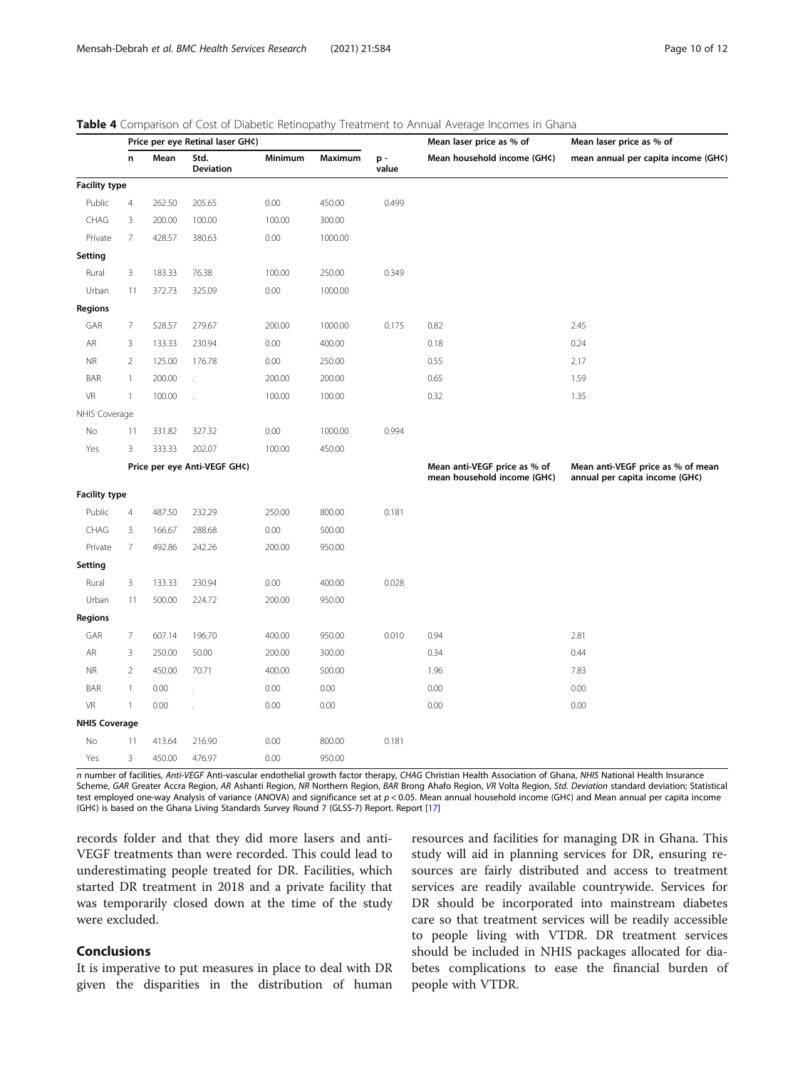**Table 4** Comparison of Cost of Diabetic Retinopathy Treatment to Annual Average Incomes in Ghana

| | Price per eye Retinal laser GH¢) | | | | | | Mean laser price as % of | Mean laser price as % of |
|---|---|---|---|---|---|---|---|---|
| | n | Mean | Std. Deviation | Minimum | Maximum | p - value | Mean household income (GH¢) | mean annual per capita income (GH¢) |
| **Facility type** | | | | | | | | |
| Public | 4 | 262.50 | 205.65 | 0.00 | 450.00 | 0.499 | | |
| CHAG | 3 | 200.00 | 100.00 | 100.00 | 300.00 | | | |
| Private | 7 | 428.57 | 380.63 | 0.00 | 1000.00 | | | |
| **Setting** | | | | | | | | |
| Rural | 3 | 183.33 | 76.38 | 100.00 | 250.00 | 0.349 | | |
| Urban | 11 | 372.73 | 325.09 | 0.00 | 1000.00 | | | |
| **Regions** | | | | | | | | |
| GAR | 7 | 528.57 | 279.67 | 200.00 | 1000.00 | 0.175 | 0.82 | 2.45 |
| AR | 3 | 133.33 | 230.94 | 0.00 | 400.00 | | 0.18 | 0.24 |
| NR | 2 | 125.00 | 176.78 | 0.00 | 250.00 | | 0.55 | 2.17 |
| BAR | 1 | 200.00 | . | 200.00 | 200.00 | | 0.65 | 1.59 |
| VR | 1 | 100.00 | . | 100.00 | 100.00 | | 0.32 | 1.35 |
| NHIS Coverage | | | | | | | | |
| No | 11 | 331.82 | 327.32 | 0.00 | 1000.00 | 0.994 | | |
| Yes | 3 | 333.33 | 202.07 | 100.00 | 450.00 | | | |
| | Price per eye Anti-VEGF GH¢) | | | | | | Mean anti-VEGF price as % of mean household income (GH¢) | Mean anti-VEGF price as % of mean annual per capita income (GH¢) |
| **Facility type** | | | | | | | | |
| Public | 4 | 487.50 | 232.29 | 250.00 | 800.00 | 0.181 | | |
| CHAG | 3 | 166.67 | 288.68 | 0.00 | 500.00 | | | |
| Private | 7 | 492.86 | 242.26 | 200.00 | 950.00 | | | |
| **Setting** | | | | | | | | |
| Rural | 3 | 133.33 | 230.94 | 0.00 | 400.00 | 0.028 | | |
| Urban | 11 | 500.00 | 224.72 | 200.00 | 950.00 | | | |
| **Regions** | | | | | | | | |
| GAR | 7 | 607.14 | 196.70 | 400.00 | 950.00 | 0.010 | 0.94 | 2.81 |
| AR | 3 | 250.00 | 50.00 | 200.00 | 300.00 | | 0.34 | 0.44 |
| NR | 2 | 450.00 | 70.71 | 400.00 | 500.00 | | 1.96 | 7.83 |
| BAR | 1 | 0.00 | . | 0.00 | 0.00 | | 0.00 | 0.00 |
| VR | 1 | 0.00 | . | 0.00 | 0.00 | | 0.00 | 0.00 |
| **NHIS Coverage** | | | | | | | | |
| No | 11 | 413.64 | 216.90 | 0.00 | 800.00 | 0.181 | | |
| Yes | 3 | 450.00 | 476.97 | 0.00 | 950.00 | | | |

*n* number of facilities, *Anti-VEGF* Anti-vascular endothelial growth factor therapy, *CHAG* Christian Health Association of Ghana, *NHIS* National Health Insurance Scheme, *GAR* Greater Accra Region, *AR* Ashanti Region, *NR* Northern Region, *BAR* Brong Ahafo Region, *VR* Volta Region, *Std. Deviation* standard deviation; Statistical test employed one-way Analysis of variance (ANOVA) and significance set at $p < 0.05$. Mean annual household income (GH¢) and Mean annual per capita income (GH¢) is based on the Ghana Living Standards Survey Round 7 (GLSS-7) Report. Report [17]

records folder and that they did more lasers and anti-VEGF treatments than were recorded. This could lead to underestimating people treated for DR. Facilities, which started DR treatment in 2018 and a private facility that was temporarily closed down at the time of the study were excluded.

## Conclusions

It is imperative to put measures in place to deal with DR given the disparities in the distribution of human resources and facilities for managing DR in Ghana. This study will aid in planning services for DR, ensuring resources are fairly distributed and access to treatment services are readily available countrywide. Services for DR should be incorporated into mainstream diabetes care so that treatment services will be readily accessible to people living with VTDR. DR treatment services should be included in NHIS packages allocated for diabetes complications to ease the financial burden of people with VTDR.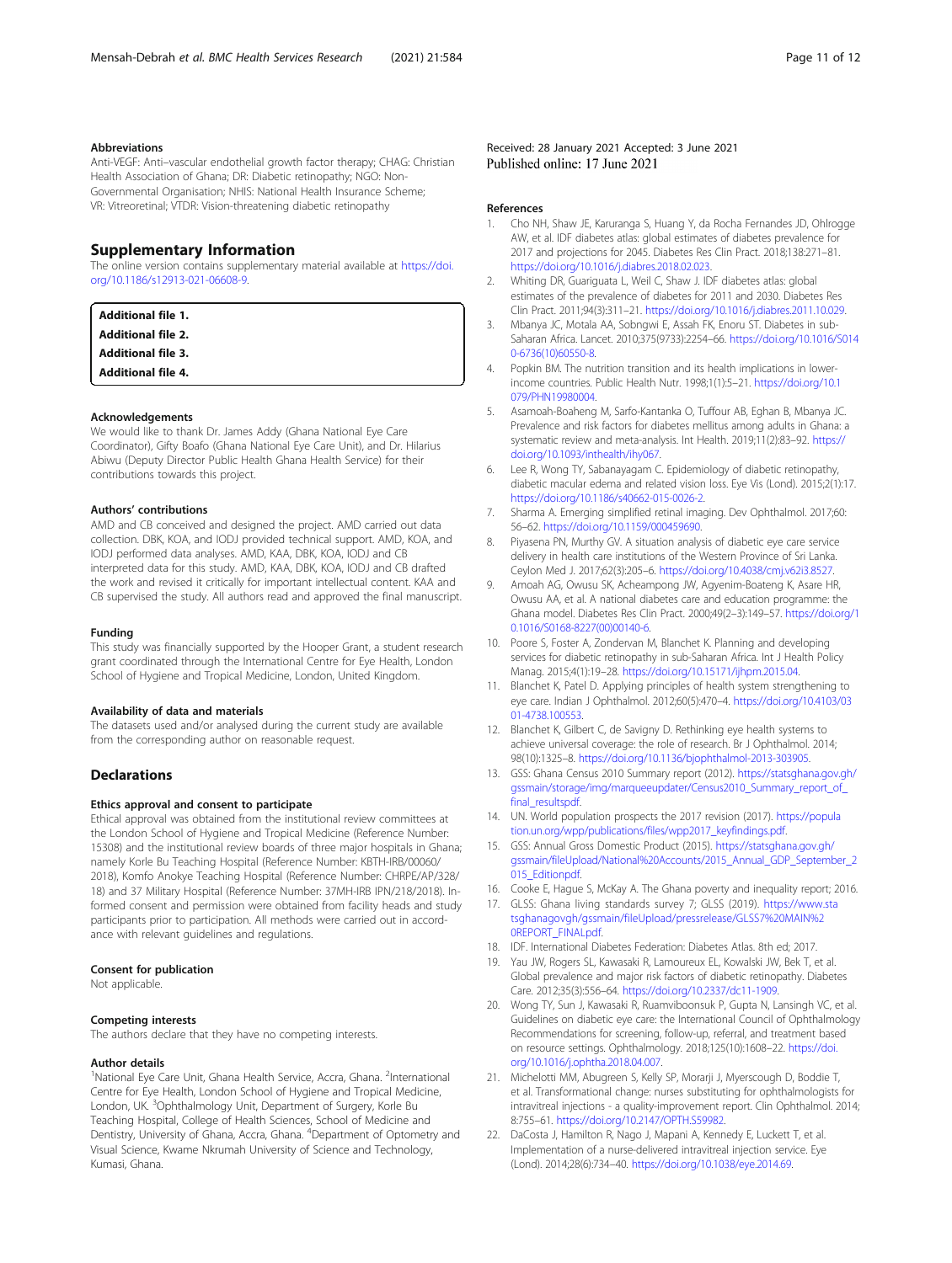### Abbreviations

Anti-VEGF: Anti–vascular endothelial growth factor therapy; CHAG: Christian Health Association of Ghana; DR: Diabetic retinopathy; NGO: Non-Governmental Organisation; NHIS: National Health Insurance Scheme; VR: Vitreoretinal; VTDR: Vision-threatening diabetic retinopathy

## Supplementary Information

The online version contains supplementary material available at https://doi.org/10.1186/s12913-021-06608-9.

**Additional file 1.**
**Additional file 2.**
**Additional file 3.**
**Additional file 4.**

### Acknowledgements

We would like to thank Dr. James Addy (Ghana National Eye Care Coordinator), Gifty Boafo (Ghana National Eye Care Unit), and Dr. Hilarius Abiwu (Deputy Director Public Health Ghana Health Service) for their contributions towards this project.

### Authors' contributions

AMD and CB conceived and designed the project. AMD carried out data collection. DBK, KOA, and IODJ provided technical support. AMD, KOA, and IODJ performed data analyses. AMD, KAA, DBK, KOA, IODJ and CB interpreted data for this study. AMD, KAA, DBK, KOA, IODJ and CB drafted the work and revised it critically for important intellectual content. KAA and CB supervised the study. All authors read and approved the final manuscript.

### Funding

This study was financially supported by the Hooper Grant, a student research grant coordinated through the International Centre for Eye Health, London School of Hygiene and Tropical Medicine, London, United Kingdom.

### Availability of data and materials

The datasets used and/or analysed during the current study are available from the corresponding author on reasonable request.

## Declarations

### Ethics approval and consent to participate

Ethical approval was obtained from the institutional review committees at the London School of Hygiene and Tropical Medicine (Reference Number: 15308) and the institutional review boards of three major hospitals in Ghana; namely Korle Bu Teaching Hospital (Reference Number: KBTH-IRB/00060/2018), Komfo Anokye Teaching Hospital (Reference Number: CHRPE/AP/328/18) and 37 Military Hospital (Reference Number: 37MH-IRB IPN/218/2018). Informed consent and permission were obtained from facility heads and study participants prior to participation. All methods were carried out in accordance with relevant guidelines and regulations.

### Consent for publication

Not applicable.

### Competing interests

The authors declare that they have no competing interests.

### Author details

[1]National Eye Care Unit, Ghana Health Service, Accra, Ghana. [2]International Centre for Eye Health, London School of Hygiene and Tropical Medicine, London, UK. [3]Ophthalmology Unit, Department of Surgery, Korle Bu Teaching Hospital, College of Health Sciences, School of Medicine and Dentistry, University of Ghana, Accra, Ghana. [4]Department of Optometry and Visual Science, Kwame Nkrumah University of Science and Technology, Kumasi, Ghana.

Received: 28 January 2021 Accepted: 3 June 2021
Published online: 17 June 2021

### References

1. Cho NH, Shaw JE, Karuranga S, Huang Y, da Rocha Fernandes JD, Ohlrogge AW, et al. IDF diabetes atlas: global estimates of diabetes prevalence for 2017 and projections for 2045. Diabetes Res Clin Pract. 2018;138:271–81. https://doi.org/10.1016/j.diabres.2018.02.023.
2. Whiting DR, Guariguata L, Weil C, Shaw J. IDF diabetes atlas: global estimates of the prevalence of diabetes for 2011 and 2030. Diabetes Res Clin Pract. 2011;94(3):311–21. https://doi.org/10.1016/j.diabres.2011.10.029.
3. Mbanya JC, Motala AA, Sobngwi E, Assah FK, Enoru ST. Diabetes in sub-Saharan Africa. Lancet. 2010;375(9733):2254–66. https://doi.org/10.1016/S0140-6736(10)60550-8.
4. Popkin BM. The nutrition transition and its health implications in lower-income countries. Public Health Nutr. 1998;1(1):5–21. https://doi.org/10.1079/PHN19980004.
5. Asamoah-Boaheng M, Sarfo-Kantanka O, Tuffour AB, Eghan B, Mbanya JC. Prevalence and risk factors for diabetes mellitus among adults in Ghana: a systematic review and meta-analysis. Int Health. 2019;11(2):83–92. https://doi.org/10.1093/inthealth/ihy067.
6. Lee R, Wong TY, Sabanayagam C. Epidemiology of diabetic retinopathy, diabetic macular edema and related vision loss. Eye Vis (Lond). 2015;2(1):17. https://doi.org/10.1186/s40662-015-0026-2.
7. Sharma A. Emerging simplified retinal imaging. Dev Ophthalmol. 2017;60:56–62. https://doi.org/10.1159/000459690.
8. Piyasena PN, Murthy GV. A situation analysis of diabetic eye care service delivery in health care institutions of the Western Province of Sri Lanka. Ceylon Med J. 2017;62(3):205–6. https://doi.org/10.4038/cmj.v62i3.8527.
9. Amoah AG, Owusu SK, Acheampong JW, Agyenim-Boateng K, Asare HR, Owusu AA, et al. A national diabetes care and education programme: the Ghana model. Diabetes Res Clin Pract. 2000;49(2–3):149–57. https://doi.org/10.1016/S0168-8227(00)00140-6.
10. Poore S, Foster A, Zondervan M, Blanchet K. Planning and developing services for diabetic retinopathy in sub-Saharan Africa. Int J Health Policy Manag. 2015;4(1):19–28. https://doi.org/10.15171/ijhpm.2015.04.
11. Blanchet K, Patel D. Applying principles of health system strengthening to eye care. Indian J Ophthalmol. 2012;60(5):470–4. https://doi.org/10.4103/0301-4738.100553.
12. Blanchet K, Gilbert C, de Savigny D. Rethinking eye health systems to achieve universal coverage: the role of research. Br J Ophthalmol. 2014;98(10):1325–8. https://doi.org/10.1136/bjophthalmol-2013-303905.
13. GSS: Ghana Census 2010 Summary report (2012). https://statsghana.gov.gh/gssmain/storage/img/marqueeupdater/Census2010_Summary_report_of_final_resultspdf.
14. UN. World population prospects the 2017 revision (2017). https://population.un.org/wpp/publications/files/wpp2017_keyfindings.pdf.
15. GSS: Annual Gross Domestic Product (2015). https://statsghana.gov.gh/gssmain/fileUpload/National%20Accounts/2015_Annual_GDP_September_2015_Editionpdf.
16. Cooke E, Hague S, McKay A. The Ghana poverty and inequality report; 2016.
17. GLSS: Ghana living standards survey 7; GLSS (2019). https://www.statsghanagovgh/gssmain/fileUpload/pressrelease/GLSS7%20MAIN%20REPORT_FINALpdf.
18. IDF. International Diabetes Federation: Diabetes Atlas. 8th ed; 2017.
19. Yau JW, Rogers SL, Kawasaki R, Lamoureux EL, Kowalski JW, Bek T, et al. Global prevalence and major risk factors of diabetic retinopathy. Diabetes Care. 2012;35(3):556–64. https://doi.org/10.2337/dc11-1909.
20. Wong TY, Sun J, Kawasaki R, Ruamviboonsuk P, Gupta N, Lansingh VC, et al. Guidelines on diabetic eye care: the International Council of Ophthalmology Recommendations for screening, follow-up, referral, and treatment based on resource settings. Ophthalmology. 2018;125(10):1608–22. https://doi.org/10.1016/j.ophtha.2018.04.007.
21. Michelotti MM, Abugreen S, Kelly SP, Morarji J, Myerscough D, Boddie T, et al. Transformational change: nurses substituting for ophthalmologists for intravitreal injections - a quality-improvement report. Clin Ophthalmol. 2014;8:755–61. https://doi.org/10.2147/OPTH.S59982.
22. DaCosta J, Hamilton R, Nago J, Mapani A, Kennedy E, Luckett T, et al. Implementation of a nurse-delivered intravitreal injection service. Eye (Lond). 2014;28(6):734–40. https://doi.org/10.1038/eye.2014.69.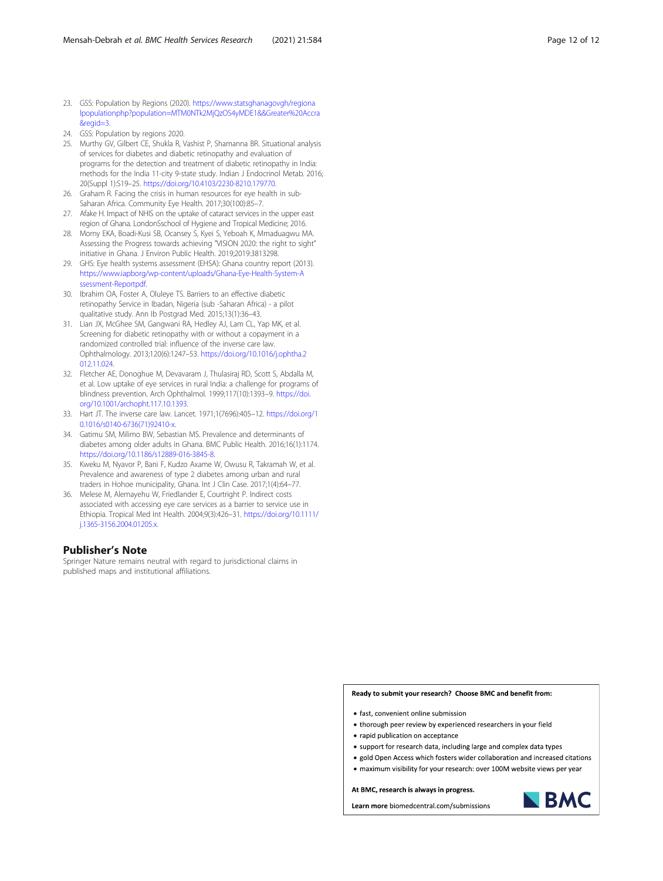23. GSS: Population by Regions (2020). https://www.statsghanagovgh/regionalpopulationphp?population=MTM0NTk2MjQzOS4yMDE1&&Greater%20Accra&regid=3.
24. GSS: Population by regions 2020.
25. Murthy GV, Gilbert CE, Shukla R, Vashist P, Shamanna BR. Situational analysis of services for diabetes and diabetic retinopathy and evaluation of programs for the detection and treatment of diabetic retinopathy in India: methods for the India 11-city 9-state study. Indian J Endocrinol Metab. 2016; 20(Suppl 1):S19–25. https://doi.org/10.4103/2230-8210.179770.
26. Graham R. Facing the crisis in human resources for eye health in sub-Saharan Africa. Community Eye Health. 2017;30(100):85–7.
27. Afake H. Impact of NHIS on the uptake of cataract services in the upper east region of Ghana. LondonSschool of Hygiene and Tropical Medicine; 2016.
28. Morny EKA, Boadi-Kusi SB, Ocansey S, Kyei S, Yeboah K, Mmaduagwu MA. Assessing the Progress towards achieving "VISION 2020: the right to sight" initiative in Ghana. J Environ Public Health. 2019;2019:3813298.
29. GHS: Eye health systems assessment (EHSA): Ghana country report (2013). https://www.iapborg/wp-content/uploads/Ghana-Eye-Health-System-Assessment-Reportpdf.
30. Ibrahim OA, Foster A, Oluleye TS. Barriers to an effective diabetic retinopathy Service in Ibadan, Nigeria (sub -Saharan Africa) - a pilot qualitative study. Ann Ib Postgrad Med. 2015;13(1):36–43.
31. Lian JX, McGhee SM, Gangwani RA, Hedley AJ, Lam CL, Yap MK, et al. Screening for diabetic retinopathy with or without a copayment in a randomized controlled trial: influence of the inverse care law. Ophthalmology. 2013;120(6):1247–53. https://doi.org/10.1016/j.ophtha.2012.11.024.
32. Fletcher AE, Donoghue M, Devavaram J, Thulasiraj RD, Scott S, Abdalla M, et al. Low uptake of eye services in rural India: a challenge for programs of blindness prevention. Arch Ophthalmol. 1999;117(10):1393–9. https://doi.org/10.1001/archopht.117.10.1393.
33. Hart JT. The inverse care law. Lancet. 1971;1(7696):405–12. https://doi.org/10.1016/s0140-6736(71)92410-x.
34. Gatimu SM, Milimo BW, Sebastian MS. Prevalence and determinants of diabetes among older adults in Ghana. BMC Public Health. 2016;16(1):1174. https://doi.org/10.1186/s12889-016-3845-8.
35. Kweku M, Nyavor P, Bani F, Kudzo Axame W, Owusu R, Takramah W, et al. Prevalence and awareness of type 2 diabetes among urban and rural traders in Hohoe municipality, Ghana. Int J Clin Case. 2017;1(4):64–77.
36. Melese M, Alemayehu W, Friedlander E, Courtright P. Indirect costs associated with accessing eye care services as a barrier to service use in Ethiopia. Tropical Med Int Health. 2004;9(3):426–31. https://doi.org/10.1111/j.1365-3156.2004.01205.x.

## Publisher's Note

Springer Nature remains neutral with regard to jurisdictional claims in published maps and institutional affiliations.

**Ready to submit your research? Choose BMC and benefit from:**

- fast, convenient online submission
- thorough peer review by experienced researchers in your field
- rapid publication on acceptance
- support for research data, including large and complex data types
- gold Open Access which fosters wider collaboration and increased citations
- maximum visibility for your research: over 100M website views per year

**At BMC, research is always in progress.**

**Learn more** biomedcentral.com/submissions

BMC